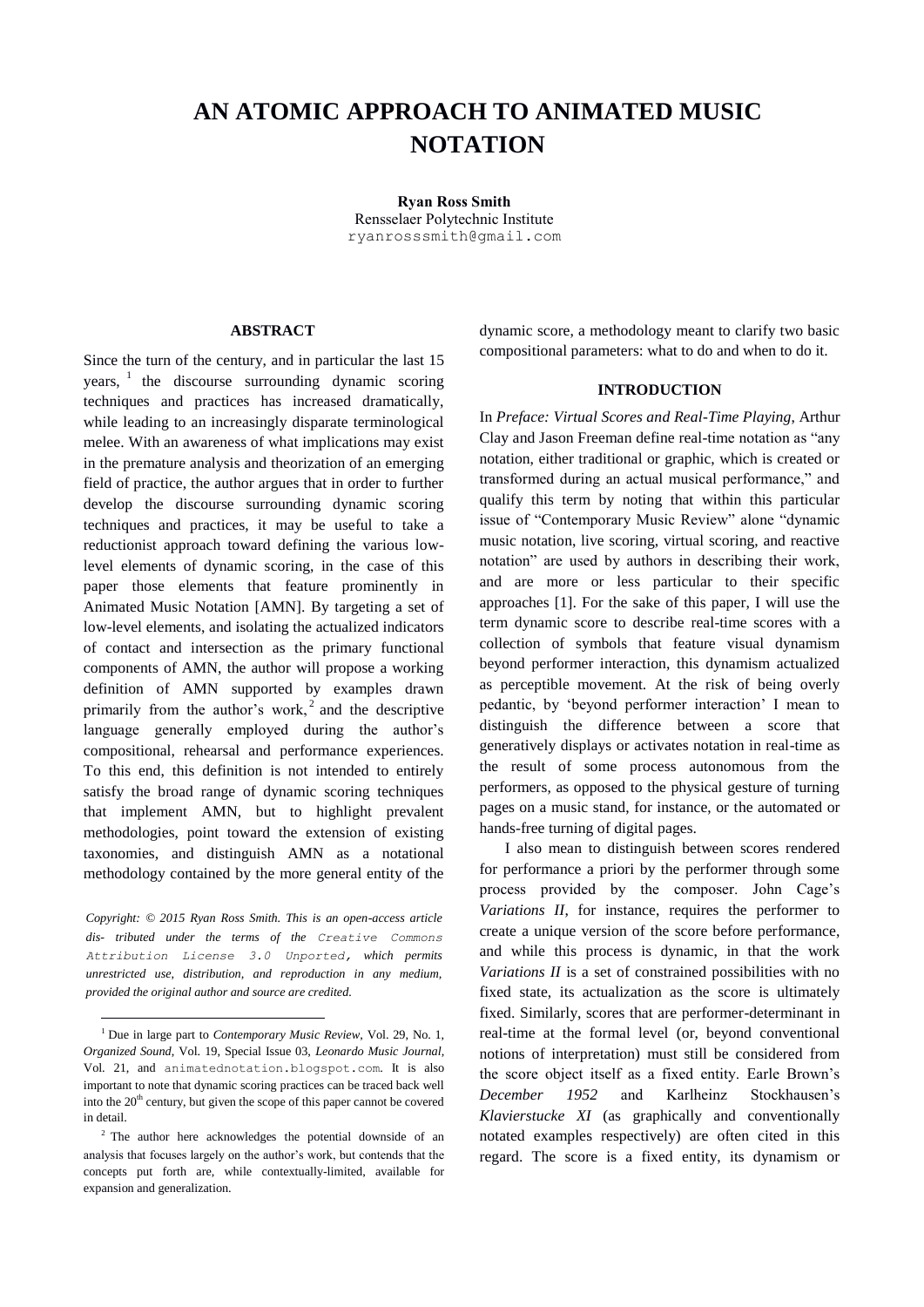# AN ATOMIC APPROACH TO ANIMATED MUSIC NOTATION

**Ryan Ross Smith**
Rensselaer Polytechnic Institute
ryanrosssmith@gmail.com

## ABSTRACT

Since the turn of the century, and in particular the last 15 years, [1] the discourse surrounding dynamic scoring techniques and practices has increased dramatically, while leading to an increasingly disparate terminological melee. With an awareness of what implications may exist in the premature analysis and theorization of an emerging field of practice, the author argues that in order to further develop the discourse surrounding dynamic scoring techniques and practices, it may be useful to take a reductionist approach toward defining the various low-level elements of dynamic scoring, in the case of this paper those elements that feature prominently in Animated Music Notation [AMN]. By targeting a set of low-level elements, and isolating the actualized indicators of contact and intersection as the primary functional components of AMN, the author will propose a working definition of AMN supported by examples drawn primarily from the author's work, [2] and the descriptive language generally employed during the author's compositional, rehearsal and performance experiences. To this end, this definition is not intended to entirely satisfy the broad range of dynamic scoring techniques that implement AMN, but to highlight prevalent methodologies, point toward the extension of existing taxonomies, and distinguish AMN as a notational methodology contained by the more general entity of the dynamic score, a methodology meant to clarify two basic compositional parameters: what to do and when to do it.

*Copyright: © 2015 Ryan Ross Smith. This is an open-access article dis- tributed under the terms of the Creative Commons Attribution License 3.0 Unported, which permits unrestricted use, distribution, and reproduction in any medium, provided the original author and source are credited.*

## INTRODUCTION

In *Preface: Virtual Scores and Real-Time Playing*, Arthur Clay and Jason Freeman define real-time notation as "any notation, either traditional or graphic, which is created or transformed during an actual musical performance," and qualify this term by noting that within this particular issue of "Contemporary Music Review" alone "dynamic music notation, live scoring, virtual scoring, and reactive notation" are used by authors in describing their work, and are more or less particular to their specific approaches [1]. For the sake of this paper, I will use the term dynamic score to describe real-time scores with a collection of symbols that feature visual dynamism beyond performer interaction, this dynamism actualized as perceptible movement. At the risk of being overly pedantic, by 'beyond performer interaction' I mean to distinguish the difference between a score that generatively displays or activates notation in real-time as the result of some process autonomous from the performers, as opposed to the physical gesture of turning pages on a music stand, for instance, or the automated or hands-free turning of digital pages.

I also mean to distinguish between scores rendered for performance a priori by the performer through some process provided by the composer. John Cage's *Variations II*, for instance, requires the performer to create a unique version of the score before performance, and while this process is dynamic, in that the work *Variations II* is a set of constrained possibilities with no fixed state, its actualization as the score is ultimately fixed. Similarly, scores that are performer-determinant in real-time at the formal level (or, beyond conventional notions of interpretation) must still be considered from the score object itself as a fixed entity. Earle Brown's *December 1952* and Karlheinz Stockhausen's *Klavierstucke XI* (as graphically and conventionally notated examples respectively) are often cited in this regard. The score is a fixed entity, its dynamism or

[1] Due in large part to *Contemporary Music Review*, Vol. 29, No. 1, *Organized Sound*, Vol. 19, Special Issue 03, *Leonardo Music Journal*, Vol. 21, and animatednotation.blogspot.com. It is also important to note that dynamic scoring practices can be traced back well into the 20th century, but given the scope of this paper cannot be covered in detail.

[2] The author here acknowledges the potential downside of an analysis that focuses largely on the author's work, but contends that the concepts put forth are, while contextually-limited, available for expansion and generalization.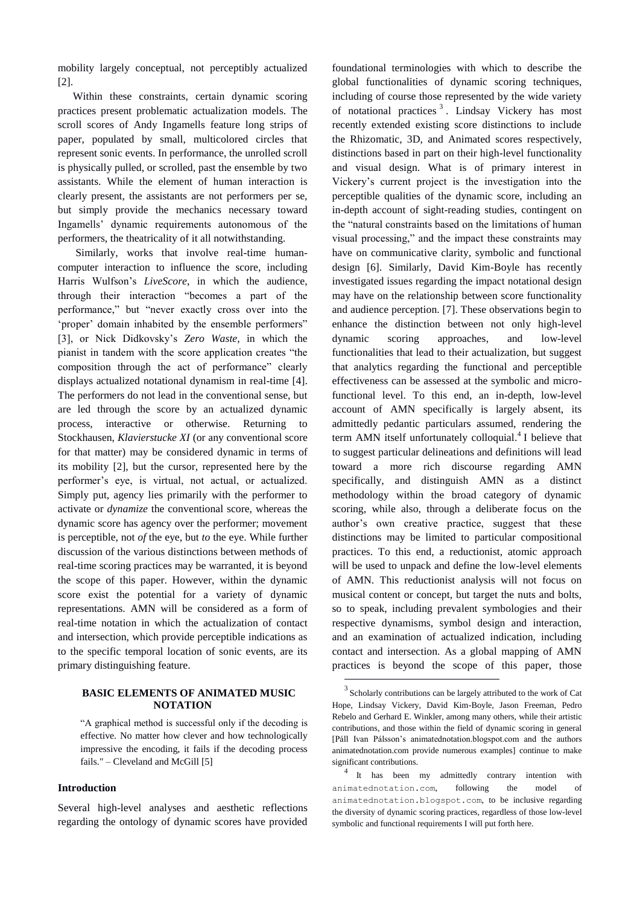mobility largely conceptual, not perceptibly actualized [2].

Within these constraints, certain dynamic scoring practices present problematic actualization models. The scroll scores of Andy Ingamells feature long strips of paper, populated by small, multicolored circles that represent sonic events. In performance, the unrolled scroll is physically pulled, or scrolled, past the ensemble by two assistants. While the element of human interaction is clearly present, the assistants are not performers per se, but simply provide the mechanics necessary toward Ingamells' dynamic requirements autonomous of the performers, the theatricality of it all notwithstanding.

Similarly, works that involve real-time human-computer interaction to influence the score, including Harris Wulfson's *LiveScore*, in which the audience, through their interaction "becomes a part of the performance," but "never exactly cross over into the 'proper' domain inhabited by the ensemble performers" [3], or Nick Didkovsky's *Zero Waste*, in which the pianist in tandem with the score application creates "the composition through the act of performance" clearly displays actualized notational dynamism in real-time [4]. The performers do not lead in the conventional sense, but are led through the score by an actualized dynamic process, interactive or otherwise. Returning to Stockhausen, *Klavierstucke XI* (or any conventional score for that matter) may be considered dynamic in terms of its mobility [2], but the cursor, represented here by the performer's eye, is virtual, not actual, or actualized. Simply put, agency lies primarily with the performer to activate or *dynamize* the conventional score, whereas the dynamic score has agency over the performer; movement is perceptible, not *of* the eye, but *to* the eye. While further discussion of the various distinctions between methods of real-time scoring practices may be warranted, it is beyond the scope of this paper. However, within the dynamic score exist the potential for a variety of dynamic representations. AMN will be considered as a form of real-time notation in which the actualization of contact and intersection, which provide perceptible indications as to the specific temporal location of sonic events, are its primary distinguishing feature.

## BASIC ELEMENTS OF ANIMATED MUSIC NOTATION

"A graphical method is successful only if the decoding is effective. No matter how clever and how technologically impressive the encoding, it fails if the decoding process fails." – Cleveland and McGill [5]

### Introduction

Several high-level analyses and aesthetic reflections regarding the ontology of dynamic scores have provided foundational terminologies with which to describe the global functionalities of dynamic scoring techniques, including of course those represented by the wide variety of notational practices [3]. Lindsay Vickery has most recently extended existing score distinctions to include the Rhizomatic, 3D, and Animated scores respectively, distinctions based in part on their high-level functionality and visual design. What is of primary interest in Vickery's current project is the investigation into the perceptible qualities of the dynamic score, including an in-depth account of sight-reading studies, contingent on the "natural constraints based on the limitations of human visual processing," and the impact these constraints may have on communicative clarity, symbolic and functional design [6]. Similarly, David Kim-Boyle has recently investigated issues regarding the impact notational design may have on the relationship between score functionality and audience perception. [7]. These observations begin to enhance the distinction between not only high-level dynamic scoring approaches, and low-level functionalities that lead to their actualization, but suggest that analytics regarding the functional and perceptible effectiveness can be assessed at the symbolic and micro-functional level. To this end, an in-depth, low-level account of AMN specifically is largely absent, its admittedly pedantic particulars assumed, rendering the term AMN itself unfortunately colloquial.[4] I believe that to suggest particular delineations and definitions will lead toward a more rich discourse regarding AMN specifically, and distinguish AMN as a distinct methodology within the broad category of dynamic scoring, while also, through a deliberate focus on the author's own creative practice, suggest that these distinctions may be limited to particular compositional practices. To this end, a reductionist, atomic approach will be used to unpack and define the low-level elements of AMN. This reductionist analysis will not focus on musical content or concept, but target the nuts and bolts, so to speak, including prevalent symbologies and their respective dynamisms, symbol design and interaction, and an examination of actualized indication, including contact and intersection. As a global mapping of AMN practices is beyond the scope of this paper, those

---

[3] Scholarly contributions can be largely attributed to the work of Cat Hope, Lindsay Vickery, David Kim-Boyle, Jason Freeman, Pedro Rebelo and Gerhard E. Winkler, among many others, while their artistic contributions, and those within the field of dynamic scoring in general [Páll Ivan Pálsson's animatednotation.blogspot.com and the authors animatednotation.com provide numerous examples] continue to make significant contributions.

[4] It has been my admittedly contrary intention with animatednotation.com, following the model of animatednotation.blogspot.com, to be inclusive regarding the diversity of dynamic scoring practices, regardless of those low-level symbolic and functional requirements I will put forth here.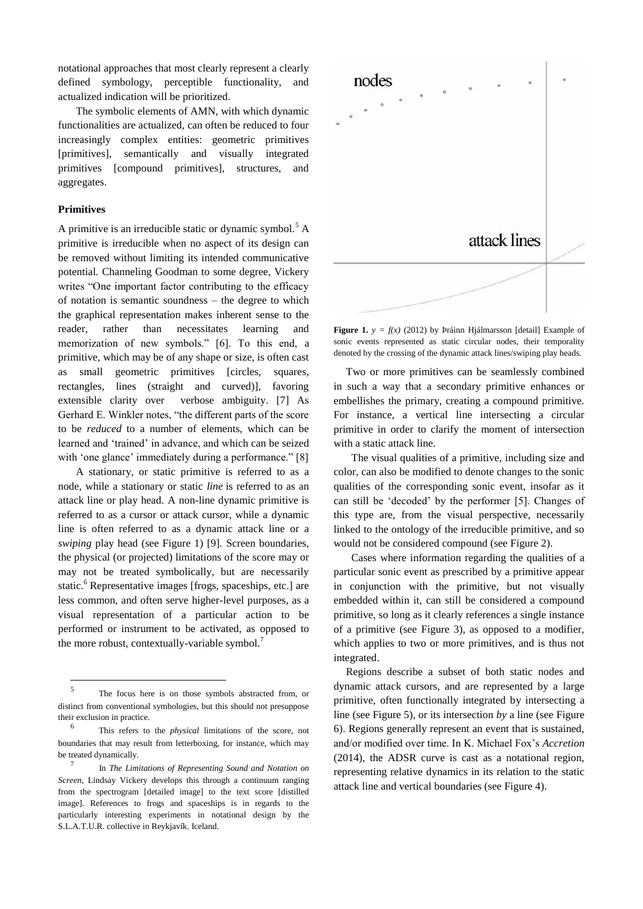notational approaches that most clearly represent a clearly defined symbology, perceptible functionality, and actualized indication will be prioritized.

The symbolic elements of AMN, with which dynamic functionalities are actualized, can often be reduced to four increasingly complex entities: geometric primitives [primitives], semantically and visually integrated primitives [compound primitives], structures, and aggregates.

### Primitives

A primitive is an irreducible static or dynamic symbol.[5] A primitive is irreducible when no aspect of its design can be removed without limiting its intended communicative potential. Channeling Goodman to some degree, Vickery writes "One important factor contributing to the efficacy of notation is semantic soundness – the degree to which the graphical representation makes inherent sense to the reader, rather than necessitates learning and memorization of new symbols." [6]. To this end, a primitive, which may be of any shape or size, is often cast as small geometric primitives [circles, squares, rectangles, lines (straight and curved)], favoring extensible clarity over verbose ambiguity. [7] As Gerhard E. Winkler notes, "the different parts of the score to be *reduced* to a number of elements, which can be learned and 'trained' in advance, and which can be seized with 'one glance' immediately during a performance." [8]

A stationary, or static primitive is referred to as a node, while a stationary or static *line* is referred to as an attack line or play head. A non-line dynamic primitive is referred to as a cursor or attack cursor, while a dynamic line is often referred to as a dynamic attack line or a *swiping* play head (see Figure 1) [9]. Screen boundaries, the physical (or projected) limitations of the score may or may not be treated symbolically, but are necessarily static.[6] Representative images [frogs, spaceships, etc.] are less common, and often serve higher-level purposes, as a visual representation of a particular action to be performed or instrument to be activated, as opposed to the more robust, contextually-variable symbol.[7]

**Figure 1.** $y = f(x)$ (2012) by Þráinn Hjálmarsson [detail] Example of sonic events represented as static circular nodes, their temporality denoted by the crossing of the dynamic attack lines/swiping play heads.

Two or more primitives can be seamlessly combined in such a way that a secondary primitive enhances or embellishes the primary, creating a compound primitive. For instance, a vertical line intersecting a circular primitive in order to clarify the moment of intersection with a static attack line.

The visual qualities of a primitive, including size and color, can also be modified to denote changes to the sonic qualities of the corresponding sonic event, insofar as it can still be 'decoded' by the performer [5]. Changes of this type are, from the visual perspective, necessarily linked to the ontology of the irreducible primitive, and so would not be considered compound (see Figure 2).

Cases where information regarding the qualities of a particular sonic event as prescribed by a primitive appear in conjunction with the primitive, but not visually embedded within it, can still be considered a compound primitive, so long as it clearly references a single instance of a primitive (see Figure 3), as opposed to a modifier, which applies to two or more primitives, and is thus not integrated.

Regions describe a subset of both static nodes and dynamic attack cursors, and are represented by a large primitive, often functionally integrated by intersecting a line (see Figure 5), or its intersection *by* a line (see Figure 6). Regions generally represent an event that is sustained, and/or modified over time. In K. Michael Fox's *Accretion* (2014), the ADSR curve is cast as a notational region, representing relative dynamics in its relation to the static attack line and vertical boundaries (see Figure 4).

---

[5] The focus here is on those symbols abstracted from, or distinct from conventional symbologies, but this should not presuppose their exclusion in practice.

[6] This refers to the *physical* limitations of the score, not boundaries that may result from letterboxing, for instance, which may be treated dynamically.

[7] In *The Limitations of Representing Sound and Notation on Screen*, Lindsay Vickery develops this through a continuum ranging from the spectrogram [detailed image] to the text score [distilled image]. References to frogs and spaceships is in regards to the particularly interesting experiments in notational design by the S.L.A.T.U.R. collective in Reykjavík, Iceland.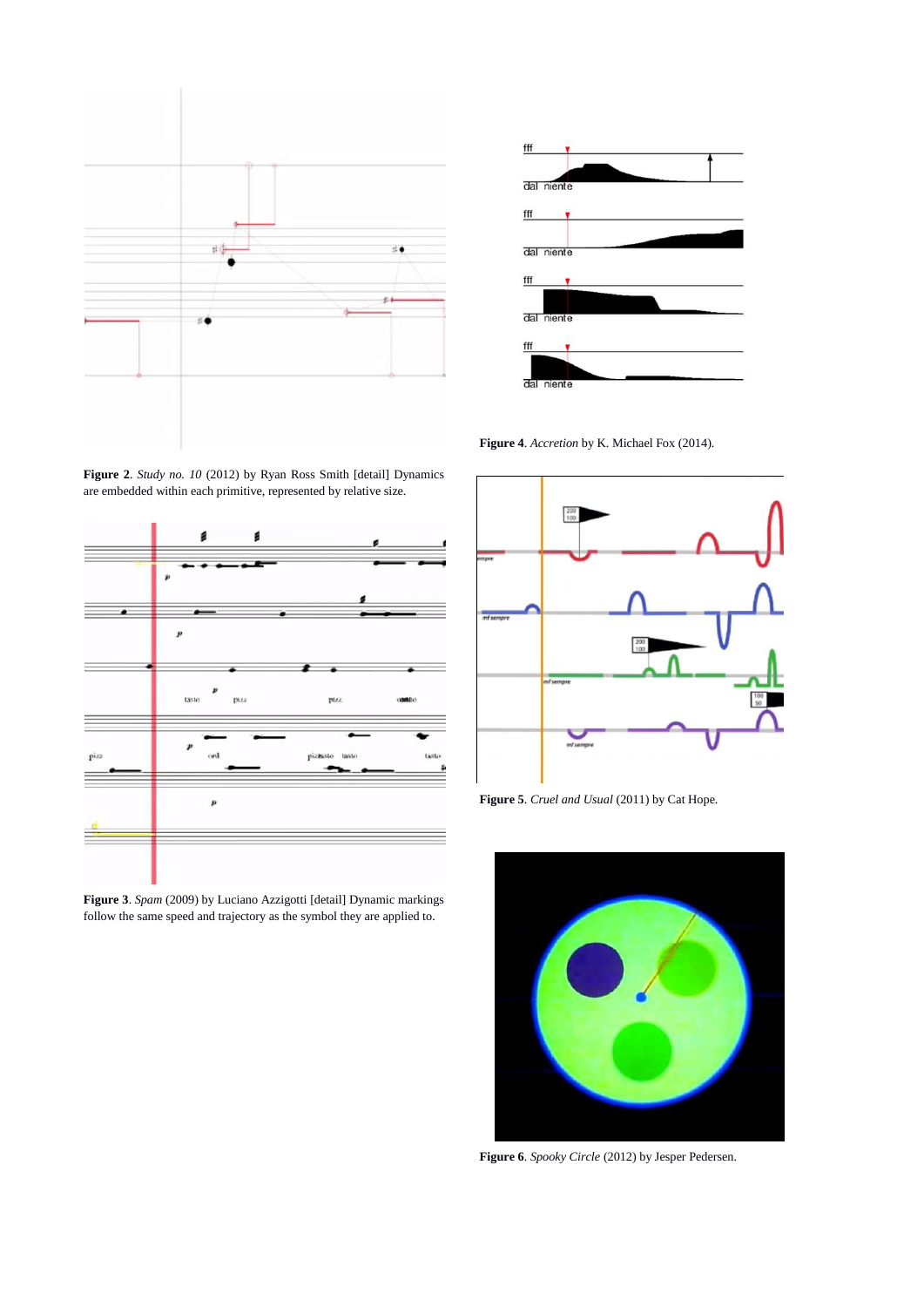**Figure 2**. *Study no. 10* (2012) by Ryan Ross Smith [detail] Dynamics are embedded within each primitive, represented by relative size.

**Figure 3**. *Spam* (2009) by Luciano Azzigotti [detail] Dynamic markings follow the same speed and trajectory as the symbol they are applied to.

**Figure 4**. *Accretion* by K. Michael Fox (2014).

**Figure 5**. *Cruel and Usual* (2011) by Cat Hope.

**Figure 6**. *Spooky Circle* (2012) by Jesper Pedersen.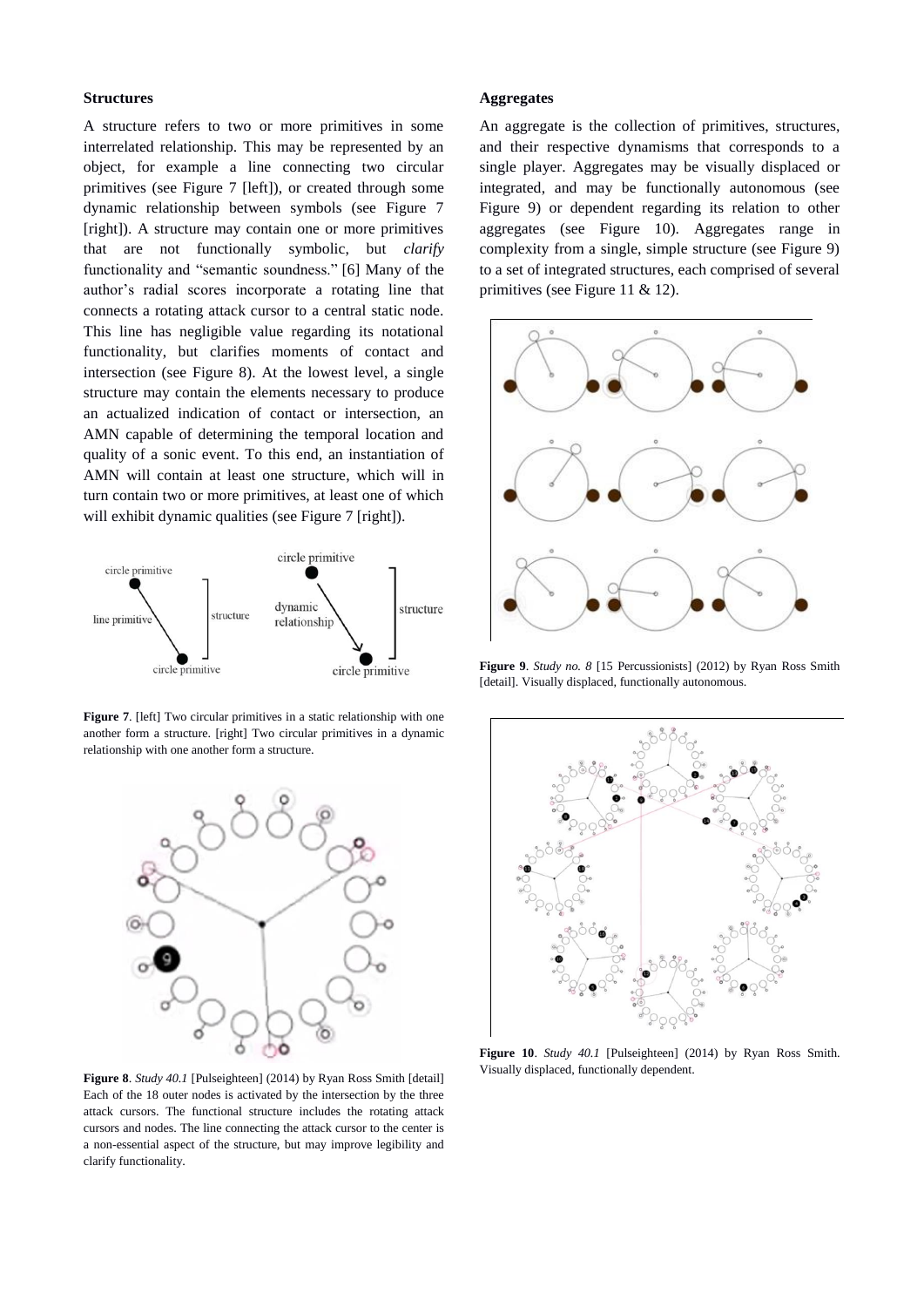### Structures

A structure refers to two or more primitives in some interrelated relationship. This may be represented by an object, for example a line connecting two circular primitives (see Figure 7 [left]), or created through some dynamic relationship between symbols (see Figure 7 [right]). A structure may contain one or more primitives that are not functionally symbolic, but *clarify* functionality and "semantic soundness." [6] Many of the author's radial scores incorporate a rotating line that connects a rotating attack cursor to a central static node. This line has negligible value regarding its notational functionality, but clarifies moments of contact and intersection (see Figure 8). At the lowest level, a single structure may contain the elements necessary to produce an actualized indication of contact or intersection, an AMN capable of determining the temporal location and quality of a sonic event. To this end, an instantiation of AMN will contain at least one structure, which will in turn contain two or more primitives, at least one of which will exhibit dynamic qualities (see Figure 7 [right]).

**Figure 7**. [left] Two circular primitives in a static relationship with one another form a structure. [right] Two circular primitives in a dynamic relationship with one another form a structure.

**Figure 8**. *Study 40.1* [Pulseighteen] (2014) by Ryan Ross Smith [detail] Each of the 18 outer nodes is activated by the intersection by the three attack cursors. The functional structure includes the rotating attack cursors and nodes. The line connecting the attack cursor to the center is a non-essential aspect of the structure, but may improve legibility and clarify functionality.

### Aggregates

An aggregate is the collection of primitives, structures, and their respective dynamisms that corresponds to a single player. Aggregates may be visually displaced or integrated, and may be functionally autonomous (see Figure 9) or dependent regarding its relation to other aggregates (see Figure 10). Aggregates range in complexity from a single, simple structure (see Figure 9) to a set of integrated structures, each comprised of several primitives (see Figure 11 & 12).

**Figure 9**. *Study no. 8* [15 Percussionists] (2012) by Ryan Ross Smith [detail]. Visually displaced, functionally autonomous.

**Figure 10**. *Study 40.1* [Pulseighteen] (2014) by Ryan Ross Smith. Visually displaced, functionally dependent.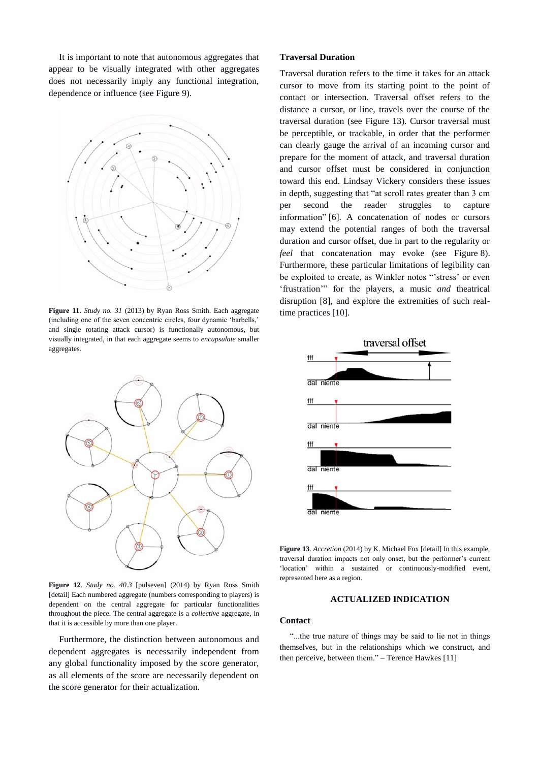It is important to note that autonomous aggregates that appear to be visually integrated with other aggregates does not necessarily imply any functional integration, dependence or influence (see Figure 9).

**Figure 11**. *Study no. 31* (2013) by Ryan Ross Smith. Each aggregate (including one of the seven concentric circles, four dynamic 'barbells,' and single rotating attack cursor) is functionally autonomous, but visually integrated, in that each aggregate seems to *encapsulate* smaller aggregates.

**Figure 12**. *Study no. 40.3* [pulseven] (2014) by Ryan Ross Smith [detail] Each numbered aggregate (numbers corresponding to players) is dependent on the central aggregate for particular functionalities throughout the piece. The central aggregate is a *collective* aggregate, in that it is accessible by more than one player.

Furthermore, the distinction between autonomous and dependent aggregates is necessarily independent from any global functionality imposed by the score generator, as all elements of the score are necessarily dependent on the score generator for their actualization.

### Traversal Duration

Traversal duration refers to the time it takes for an attack cursor to move from its starting point to the point of contact or intersection. Traversal offset refers to the distance a cursor, or line, travels over the course of the traversal duration (see Figure 13). Cursor traversal must be perceptible, or trackable, in order that the performer can clearly gauge the arrival of an incoming cursor and prepare for the moment of attack, and traversal duration and cursor offset must be considered in conjunction toward this end. Lindsay Vickery considers these issues in depth, suggesting that "at scroll rates greater than 3 cm per second the reader struggles to capture information" [6]. A concatenation of nodes or cursors may extend the potential ranges of both the traversal duration and cursor offset, due in part to the regularity or *feel* that concatenation may evoke (see Figure 8). Furthermore, these particular limitations of legibility can be exploited to create, as Winkler notes "'stress' or even 'frustration'" for the players, a music *and* theatrical disruption [8], and explore the extremities of such real-time practices [10].

**Figure 13**. *Accretion* (2014) by K. Michael Fox [detail] In this example, traversal duration impacts not only onset, but the performer's current 'location' within a sustained or continuously-modified event, represented here as a region.

## ACTUALIZED INDICATION

### Contact

"...the true nature of things may be said to lie not in things themselves, but in the relationships which we construct, and then perceive, between them." – Terence Hawkes [11]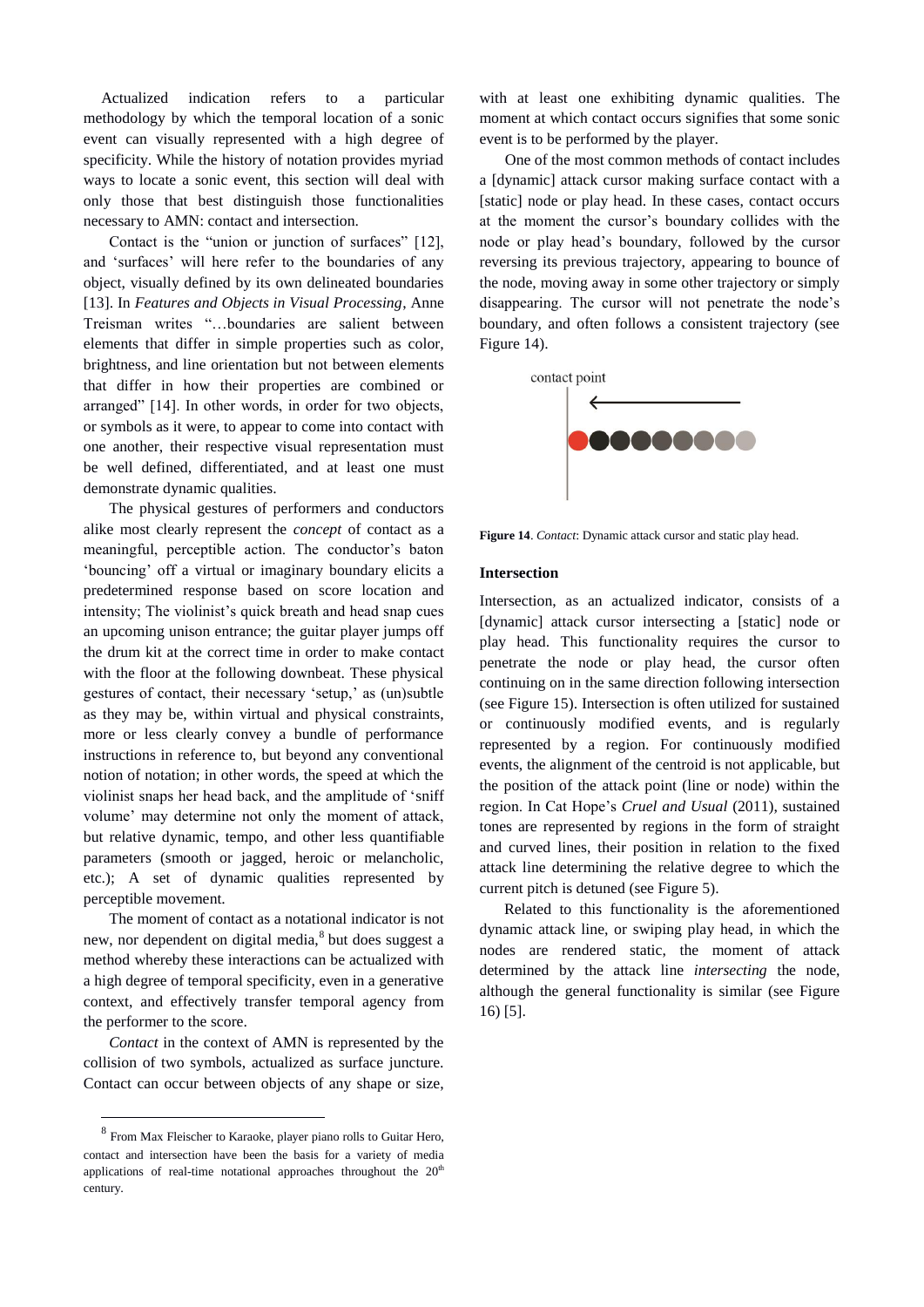Actualized indication refers to a particular methodology by which the temporal location of a sonic event can visually represented with a high degree of specificity. While the history of notation provides myriad ways to locate a sonic event, this section will deal with only those that best distinguish those functionalities necessary to AMN: contact and intersection.

Contact is the "union or junction of surfaces" [12], and 'surfaces' will here refer to the boundaries of any object, visually defined by its own delineated boundaries [13]. In *Features and Objects in Visual Processing*, Anne Treisman writes "…boundaries are salient between elements that differ in simple properties such as color, brightness, and line orientation but not between elements that differ in how their properties are combined or arranged" [14]. In other words, in order for two objects, or symbols as it were, to appear to come into contact with one another, their respective visual representation must be well defined, differentiated, and at least one must demonstrate dynamic qualities.

The physical gestures of performers and conductors alike most clearly represent the *concept* of contact as a meaningful, perceptible action. The conductor's baton 'bouncing' off a virtual or imaginary boundary elicits a predetermined response based on score location and intensity; The violinist's quick breath and head snap cues an upcoming unison entrance; the guitar player jumps off the drum kit at the correct time in order to make contact with the floor at the following downbeat. These physical gestures of contact, their necessary 'setup,' as (un)subtle as they may be, within virtual and physical constraints, more or less clearly convey a bundle of performance instructions in reference to, but beyond any conventional notion of notation; in other words, the speed at which the violinist snaps her head back, and the amplitude of 'sniff volume' may determine not only the moment of attack, but relative dynamic, tempo, and other less quantifiable parameters (smooth or jagged, heroic or melancholic, etc.); A set of dynamic qualities represented by perceptible movement.

The moment of contact as a notational indicator is not new, nor dependent on digital media,[8] but does suggest a method whereby these interactions can be actualized with a high degree of temporal specificity, even in a generative context, and effectively transfer temporal agency from the performer to the score.

*Contact* in the context of AMN is represented by the collision of two symbols, actualized as surface juncture. Contact can occur between objects of any shape or size, with at least one exhibiting dynamic qualities. The moment at which contact occurs signifies that some sonic event is to be performed by the player.

One of the most common methods of contact includes a [dynamic] attack cursor making surface contact with a [static] node or play head. In these cases, contact occurs at the moment the cursor's boundary collides with the node or play head's boundary, followed by the cursor reversing its previous trajectory, appearing to bounce of the node, moving away in some other trajectory or simply disappearing. The cursor will not penetrate the node's boundary, and often follows a consistent trajectory (see Figure 14).

**Figure 14**. *Contact*: Dynamic attack cursor and static play head.

### Intersection

Intersection, as an actualized indicator, consists of a [dynamic] attack cursor intersecting a [static] node or play head. This functionality requires the cursor to penetrate the node or play head, the cursor often continuing on in the same direction following intersection (see Figure 15). Intersection is often utilized for sustained or continuously modified events, and is regularly represented by a region. For continuously modified events, the alignment of the centroid is not applicable, but the position of the attack point (line or node) within the region. In Cat Hope's *Cruel and Usual* (2011), sustained tones are represented by regions in the form of straight and curved lines, their position in relation to the fixed attack line determining the relative degree to which the current pitch is detuned (see Figure 5).

Related to this functionality is the aforementioned dynamic attack line, or swiping play head, in which the nodes are rendered static, the moment of attack determined by the attack line *intersecting* the node, although the general functionality is similar (see Figure 16) [5].

[8] From Max Fleischer to Karaoke, player piano rolls to Guitar Hero, contact and intersection have been the basis for a variety of media applications of real-time notational approaches throughout the 20th century.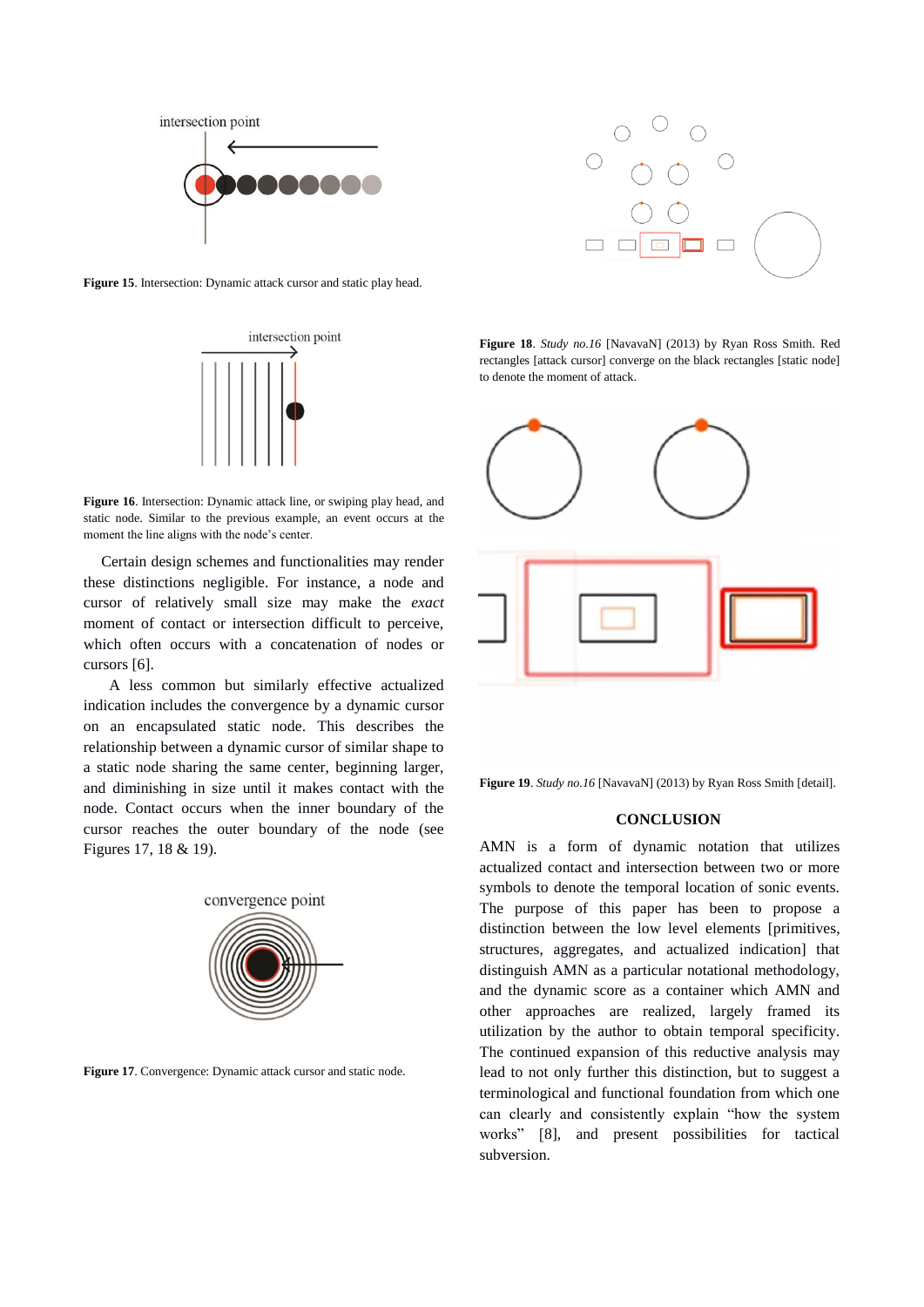Figure 15. Intersection: Dynamic attack cursor and static play head.

Figure 16. Intersection: Dynamic attack line, or swiping play head, and static node. Similar to the previous example, an event occurs at the moment the line aligns with the node's center.

Certain design schemes and functionalities may render these distinctions negligible. For instance, a node and cursor of relatively small size may make the *exact* moment of contact or intersection difficult to perceive, which often occurs with a concatenation of nodes or cursors [6].

A less common but similarly effective actualized indication includes the convergence by a dynamic cursor on an encapsulated static node. This describes the relationship between a dynamic cursor of similar shape to a static node sharing the same center, beginning larger, and diminishing in size until it makes contact with the node. Contact occurs when the inner boundary of the cursor reaches the outer boundary of the node (see Figures 17, 18 & 19).

Figure 17. Convergence: Dynamic attack cursor and static node.

**Figure 18**. *Study no.16* [NavavaN] (2013) by Ryan Ross Smith. Red rectangles [attack cursor] converge on the black rectangles [static node] to denote the moment of attack.

**Figure 19**. *Study no.16* [NavavaN] (2013) by Ryan Ross Smith [detail].

## CONCLUSION

AMN is a form of dynamic notation that utilizes actualized contact and intersection between two or more symbols to denote the temporal location of sonic events. The purpose of this paper has been to propose a distinction between the low level elements [primitives, structures, aggregates, and actualized indication] that distinguish AMN as a particular notational methodology, and the dynamic score as a container which AMN and other approaches are realized, largely framed its utilization by the author to obtain temporal specificity. The continued expansion of this reductive analysis may lead to not only further this distinction, but to suggest a terminological and functional foundation from which one can clearly and consistently explain "how the system works" [8], and present possibilities for tactical subversion.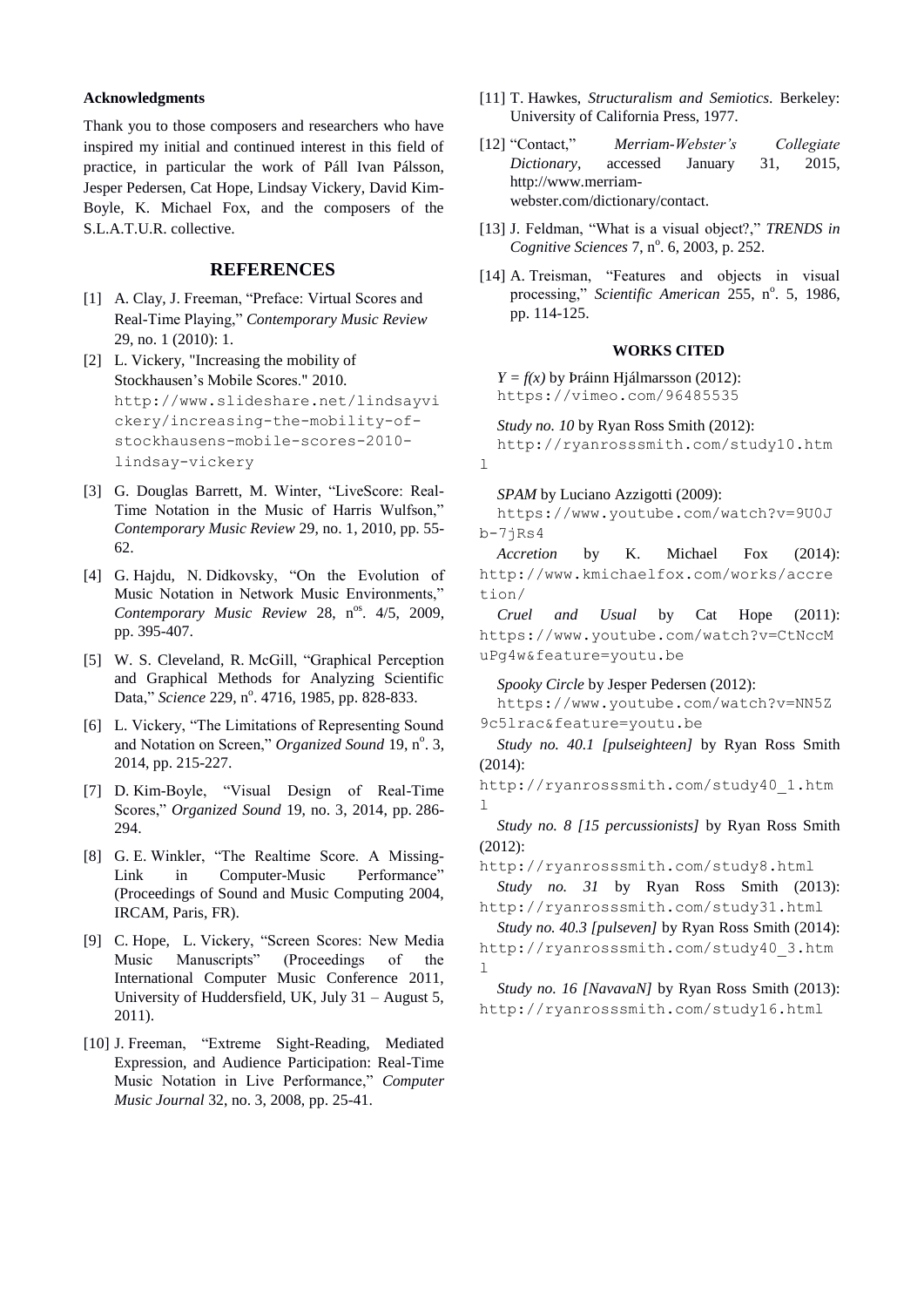### Acknowledgments

Thank you to those composers and researchers who have inspired my initial and continued interest in this field of practice, in particular the work of Páll Ivan Pálsson, Jesper Pedersen, Cat Hope, Lindsay Vickery, David Kim-Boyle, K. Michael Fox, and the composers of the S.L.A.T.U.R. collective.

## REFERENCES

[1] A. Clay, J. Freeman, "Preface: Virtual Scores and Real-Time Playing," *Contemporary Music Review* 29, no. 1 (2010): 1.

[2] L. Vickery, "Increasing the mobility of Stockhausen's Mobile Scores." 2010. http://www.slideshare.net/lindsayvickery/increasing-the-mobility-of-stockhausens-mobile-scores-2010-lindsay-vickery

[3] G. Douglas Barrett, M. Winter, "LiveScore: Real-Time Notation in the Music of Harris Wulfson," *Contemporary Music Review* 29, no. 1, 2010, pp. 55-62.

[4] G. Hajdu, N. Didkovsky, "On the Evolution of Music Notation in Network Music Environments," *Contemporary Music Review* 28, n$^{os}$. 4/5, 2009, pp. 395-407.

[5] W. S. Cleveland, R. McGill, "Graphical Perception and Graphical Methods for Analyzing Scientific Data," *Science* 229, n$^{o}$. 4716, 1985, pp. 828-833.

[6] L. Vickery, "The Limitations of Representing Sound and Notation on Screen," *Organized Sound* 19, n$^{o}$. 3, 2014, pp. 215-227.

[7] D. Kim-Boyle, "Visual Design of Real-Time Scores," *Organized Sound* 19, no. 3, 2014, pp. 286-294.

[8] G. E. Winkler, "The Realtime Score. A Missing-Link in Computer-Music Performance" (Proceedings of Sound and Music Computing 2004, IRCAM, Paris, FR).

[9] C. Hope, L. Vickery, "Screen Scores: New Media Music Manuscripts" (Proceedings of the International Computer Music Conference 2011, University of Huddersfield, UK, July 31 – August 5, 2011).

[10] J. Freeman, "Extreme Sight-Reading, Mediated Expression, and Audience Participation: Real-Time Music Notation in Live Performance," *Computer Music Journal* 32, no. 3, 2008, pp. 25-41.

[11] T. Hawkes, *Structuralism and Semiotics*. Berkeley: University of California Press, 1977.

[12] "Contact," *Merriam-Webster's Collegiate Dictionary*, accessed January 31, 2015, http://www.merriam-webster.com/dictionary/contact.

[13] J. Feldman, "What is a visual object?," *TRENDS in Cognitive Sciences* 7, n$^{o}$. 6, 2003, p. 252.

[14] A. Treisman, "Features and objects in visual processing," *Scientific American* 255, n$^{o}$. 5, 1986, pp. 114-125.

### WORKS CITED

*Y = f(x)* by Þráinn Hjálmarsson (2012): https://vimeo.com/96485535

*Study no. 10* by Ryan Ross Smith (2012): http://ryanrosssmith.com/study10.html

*SPAM* by Luciano Azzigotti (2009): https://www.youtube.com/watch?v=9U0Jb-7jRs4

*Accretion* by K. Michael Fox (2014): http://www.kmichaelfox.com/works/accretion/

*Cruel and Usual* by Cat Hope (2011): https://www.youtube.com/watch?v=CtNccMuPg4w&feature=youtu.be

*Spooky Circle* by Jesper Pedersen (2012): https://www.youtube.com/watch?v=NN5Z9c5lrac&feature=youtu.be

*Study no. 40.1 [pulseighteen]* by Ryan Ross Smith (2014): http://ryanrosssmith.com/study40_1.html

*Study no. 8 [15 percussionists]* by Ryan Ross Smith (2012): http://ryanrosssmith.com/study8.html

*Study no. 31* by Ryan Ross Smith (2013): http://ryanrosssmith.com/study31.html

*Study no. 40.3 [pulseven]* by Ryan Ross Smith (2014): http://ryanrosssmith.com/study40_3.html

*Study no. 16 [NavavaN]* by Ryan Ross Smith (2013): http://ryanrosssmith.com/study16.html